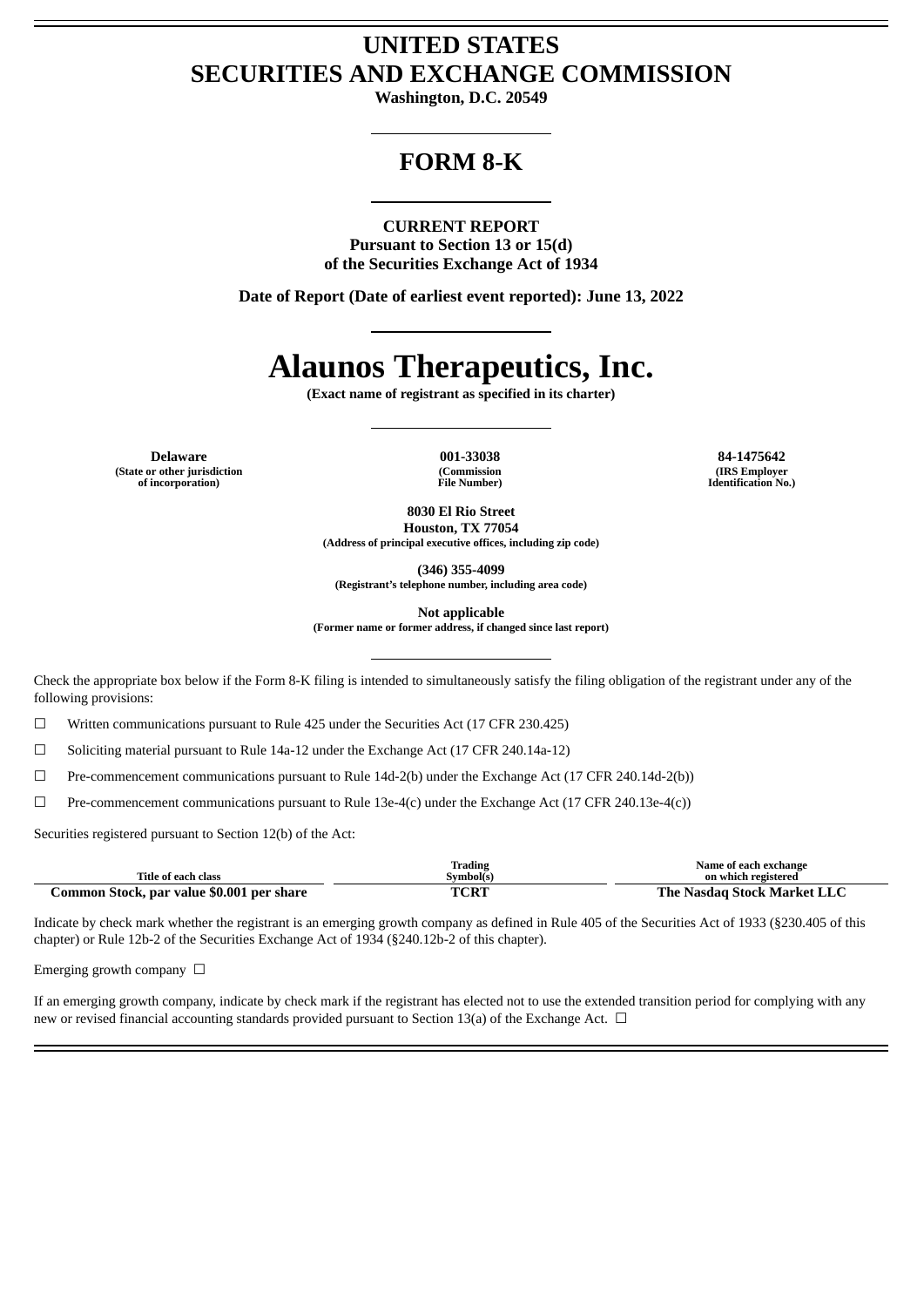# UNITED STATES
# SECURITIES AND EXCHANGE COMMISSION

**Washington, D.C. 20549**

## FORM 8-K

**CURRENT REPORT**
**Pursuant to Section 13 or 15(d)**
**of the Securities Exchange Act of 1934**

**Date of Report (Date of earliest event reported): June 13, 2022**

# Alaunos Therapeutics, Inc.

**(Exact name of registrant as specified in its charter)**

| Delaware | 001-33038 | 84-1475642 |
|---|---|---|
| (State or other jurisdiction of incorporation) | (Commission File Number) | (IRS Employer Identification No.) |

**8030 El Rio Street**
**Houston, TX 77054**
**(Address of principal executive offices, including zip code)**

**(346) 355-4099**
**(Registrant's telephone number, including area code)**

**Not applicable**
**(Former name or former address, if changed since last report)**

Check the appropriate box below if the Form 8-K filing is intended to simultaneously satisfy the filing obligation of the registrant under any of the following provisions:

☐ Written communications pursuant to Rule 425 under the Securities Act (17 CFR 230.425)

☐ Soliciting material pursuant to Rule 14a-12 under the Exchange Act (17 CFR 240.14a-12)

☐ Pre-commencement communications pursuant to Rule 14d-2(b) under the Exchange Act (17 CFR 240.14d-2(b))

☐ Pre-commencement communications pursuant to Rule 13e-4(c) under the Exchange Act (17 CFR 240.13e-4(c))

Securities registered pursuant to Section 12(b) of the Act:

| Title of each class | Trading Symbol(s) | Name of each exchange on which registered |
|---|---|---|
| Common Stock, par value $0.001 per share | TCRT | The Nasdaq Stock Market LLC |

Indicate by check mark whether the registrant is an emerging growth company as defined in Rule 405 of the Securities Act of 1933 (§230.405 of this chapter) or Rule 12b-2 of the Securities Exchange Act of 1934 (§240.12b-2 of this chapter).

Emerging growth company ☐

If an emerging growth company, indicate by check mark if the registrant has elected not to use the extended transition period for complying with any new or revised financial accounting standards provided pursuant to Section 13(a) of the Exchange Act. ☐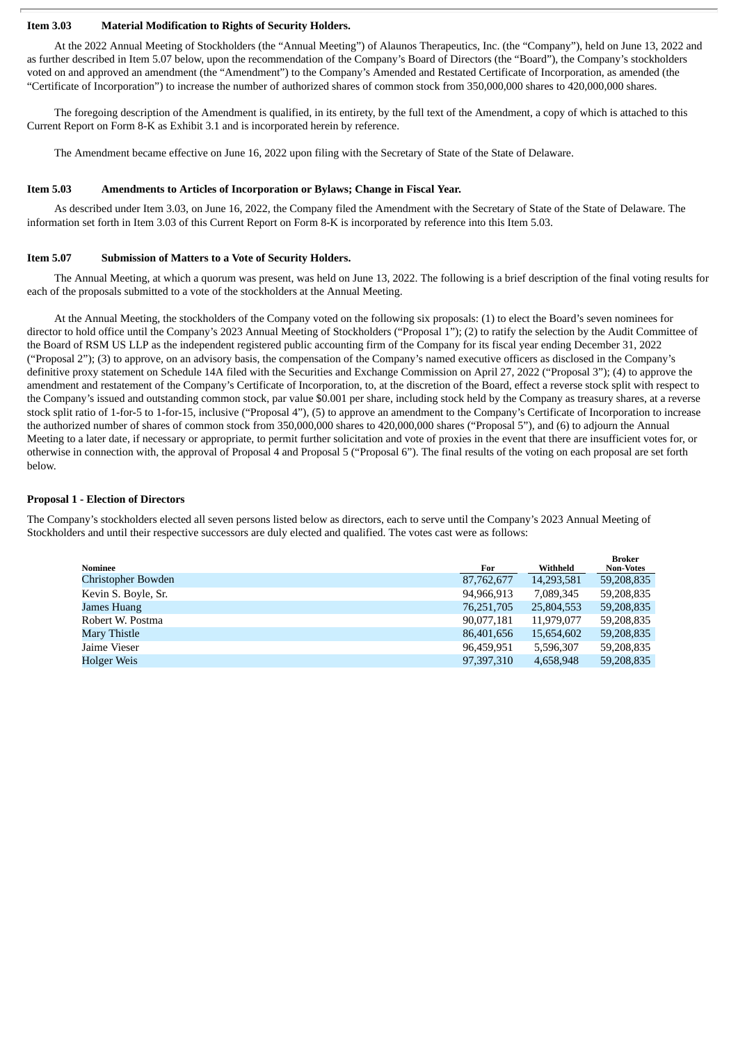**Item 3.03 Material Modification to Rights of Security Holders.**

At the 2022 Annual Meeting of Stockholders (the "Annual Meeting") of Alaunos Therapeutics, Inc. (the "Company"), held on June 13, 2022 and as further described in Item 5.07 below, upon the recommendation of the Company's Board of Directors (the "Board"), the Company's stockholders voted on and approved an amendment (the "Amendment") to the Company's Amended and Restated Certificate of Incorporation, as amended (the "Certificate of Incorporation") to increase the number of authorized shares of common stock from 350,000,000 shares to 420,000,000 shares.

The foregoing description of the Amendment is qualified, in its entirety, by the full text of the Amendment, a copy of which is attached to this Current Report on Form 8-K as Exhibit 3.1 and is incorporated herein by reference.

The Amendment became effective on June 16, 2022 upon filing with the Secretary of State of the State of Delaware.

**Item 5.03 Amendments to Articles of Incorporation or Bylaws; Change in Fiscal Year.**

As described under Item 3.03, on June 16, 2022, the Company filed the Amendment with the Secretary of State of the State of Delaware. The information set forth in Item 3.03 of this Current Report on Form 8-K is incorporated by reference into this Item 5.03.

**Item 5.07 Submission of Matters to a Vote of Security Holders.**

The Annual Meeting, at which a quorum was present, was held on June 13, 2022. The following is a brief description of the final voting results for each of the proposals submitted to a vote of the stockholders at the Annual Meeting.

At the Annual Meeting, the stockholders of the Company voted on the following six proposals: (1) to elect the Board's seven nominees for director to hold office until the Company's 2023 Annual Meeting of Stockholders ("Proposal 1"); (2) to ratify the selection by the Audit Committee of the Board of RSM US LLP as the independent registered public accounting firm of the Company for its fiscal year ending December 31, 2022 ("Proposal 2"); (3) to approve, on an advisory basis, the compensation of the Company's named executive officers as disclosed in the Company's definitive proxy statement on Schedule 14A filed with the Securities and Exchange Commission on April 27, 2022 ("Proposal 3"); (4) to approve the amendment and restatement of the Company's Certificate of Incorporation, to, at the discretion of the Board, effect a reverse stock split with respect to the Company's issued and outstanding common stock, par value $0.001 per share, including stock held by the Company as treasury shares, at a reverse stock split ratio of 1-for-5 to 1-for-15, inclusive ("Proposal 4"), (5) to approve an amendment to the Company's Certificate of Incorporation to increase the authorized number of shares of common stock from 350,000,000 shares to 420,000,000 shares ("Proposal 5"), and (6) to adjourn the Annual Meeting to a later date, if necessary or appropriate, to permit further solicitation and vote of proxies in the event that there are insufficient votes for, or otherwise in connection with, the approval of Proposal 4 and Proposal 5 ("Proposal 6"). The final results of the voting on each proposal are set forth below.

**Proposal 1 - Election of Directors**

The Company's stockholders elected all seven persons listed below as directors, each to serve until the Company's 2023 Annual Meeting of Stockholders and until their respective successors are duly elected and qualified. The votes cast were as follows:

| Nominee | For | Withheld | Broker Non-Votes |
|---|---|---|---|
| Christopher Bowden | 87,762,677 | 14,293,581 | 59,208,835 |
| Kevin S. Boyle, Sr. | 94,966,913 | 7,089,345 | 59,208,835 |
| James Huang | 76,251,705 | 25,804,553 | 59,208,835 |
| Robert W. Postma | 90,077,181 | 11,979,077 | 59,208,835 |
| Mary Thistle | 86,401,656 | 15,654,602 | 59,208,835 |
| Jaime Vieser | 96,459,951 | 5,596,307 | 59,208,835 |
| Holger Weis | 97,397,310 | 4,658,948 | 59,208,835 |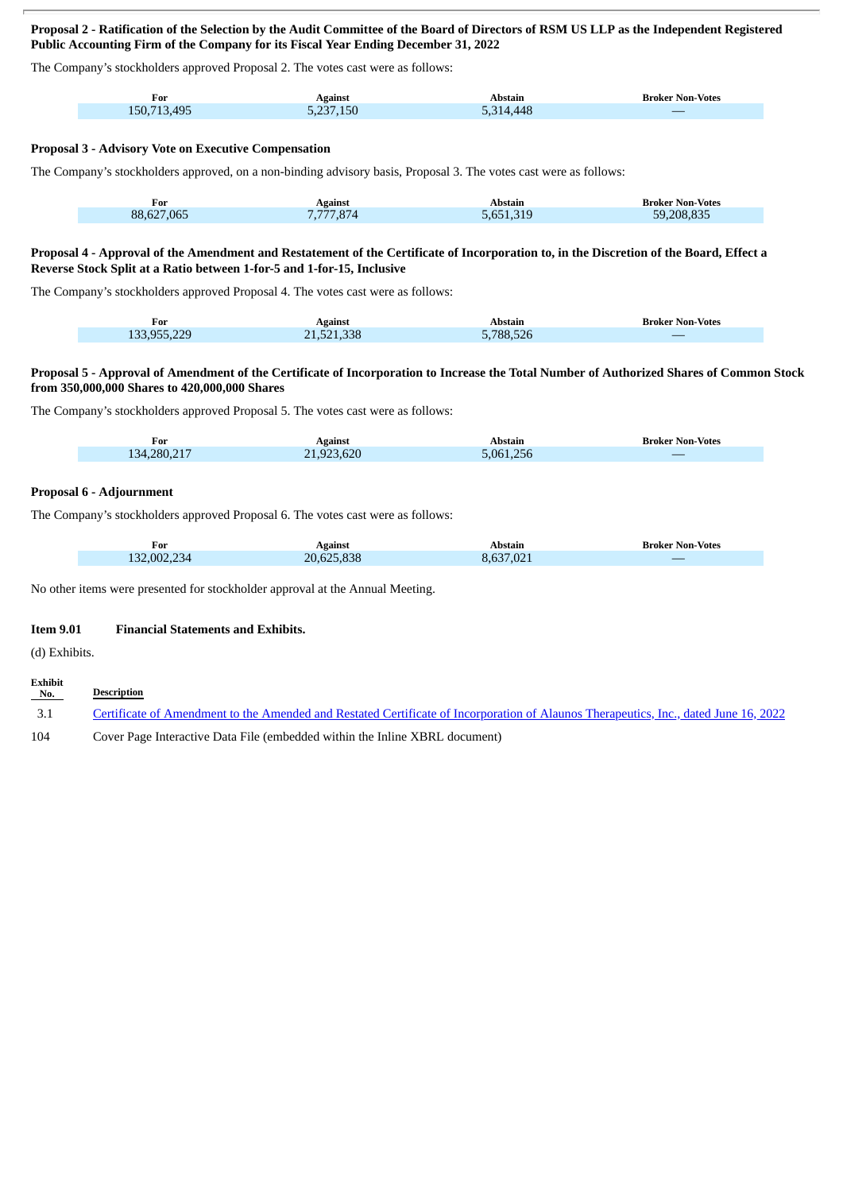**Proposal 2 - Ratification of the Selection by the Audit Committee of the Board of Directors of RSM US LLP as the Independent Registered Public Accounting Firm of the Company for its Fiscal Year Ending December 31, 2022**

The Company's stockholders approved Proposal 2. The votes cast were as follows:

| For | Against | Abstain | Broker Non-Votes |
|---|---|---|---|
| 150,713,495 | 5,237,150 | 5,314,448 | — |

**Proposal 3 - Advisory Vote on Executive Compensation**

The Company's stockholders approved, on a non-binding advisory basis, Proposal 3. The votes cast were as follows:

| For | Against | Abstain | Broker Non-Votes |
|---|---|---|---|
| 88,627,065 | 7,777,874 | 5,651,319 | 59,208,835 |

**Proposal 4 - Approval of the Amendment and Restatement of the Certificate of Incorporation to, in the Discretion of the Board, Effect a Reverse Stock Split at a Ratio between 1-for-5 and 1-for-15, Inclusive**

The Company's stockholders approved Proposal 4. The votes cast were as follows:

| For | Against | Abstain | Broker Non-Votes |
|---|---|---|---|
| 133,955,229 | 21,521,338 | 5,788,526 | — |

**Proposal 5 - Approval of Amendment of the Certificate of Incorporation to Increase the Total Number of Authorized Shares of Common Stock from 350,000,000 Shares to 420,000,000 Shares**

The Company's stockholders approved Proposal 5. The votes cast were as follows:

| For | Against | Abstain | Broker Non-Votes |
|---|---|---|---|
| 134,280,217 | 21,923,620 | 5,061,256 | — |

**Proposal 6 - Adjournment**

The Company's stockholders approved Proposal 6. The votes cast were as follows:

| For | Against | Abstain | Broker Non-Votes |
|---|---|---|---|
| 132,002,234 | 20,625,838 | 8,637,021 | — |

No other items were presented for stockholder approval at the Annual Meeting.

**Item 9.01 Financial Statements and Exhibits.**

(d) Exhibits.

| Exhibit No. | Description |
|---|---|
| 3.1 | Certificate of Amendment to the Amended and Restated Certificate of Incorporation of Alaunos Therapeutics, Inc., dated June 16, 2022 |
| 104 | Cover Page Interactive Data File (embedded within the Inline XBRL document) |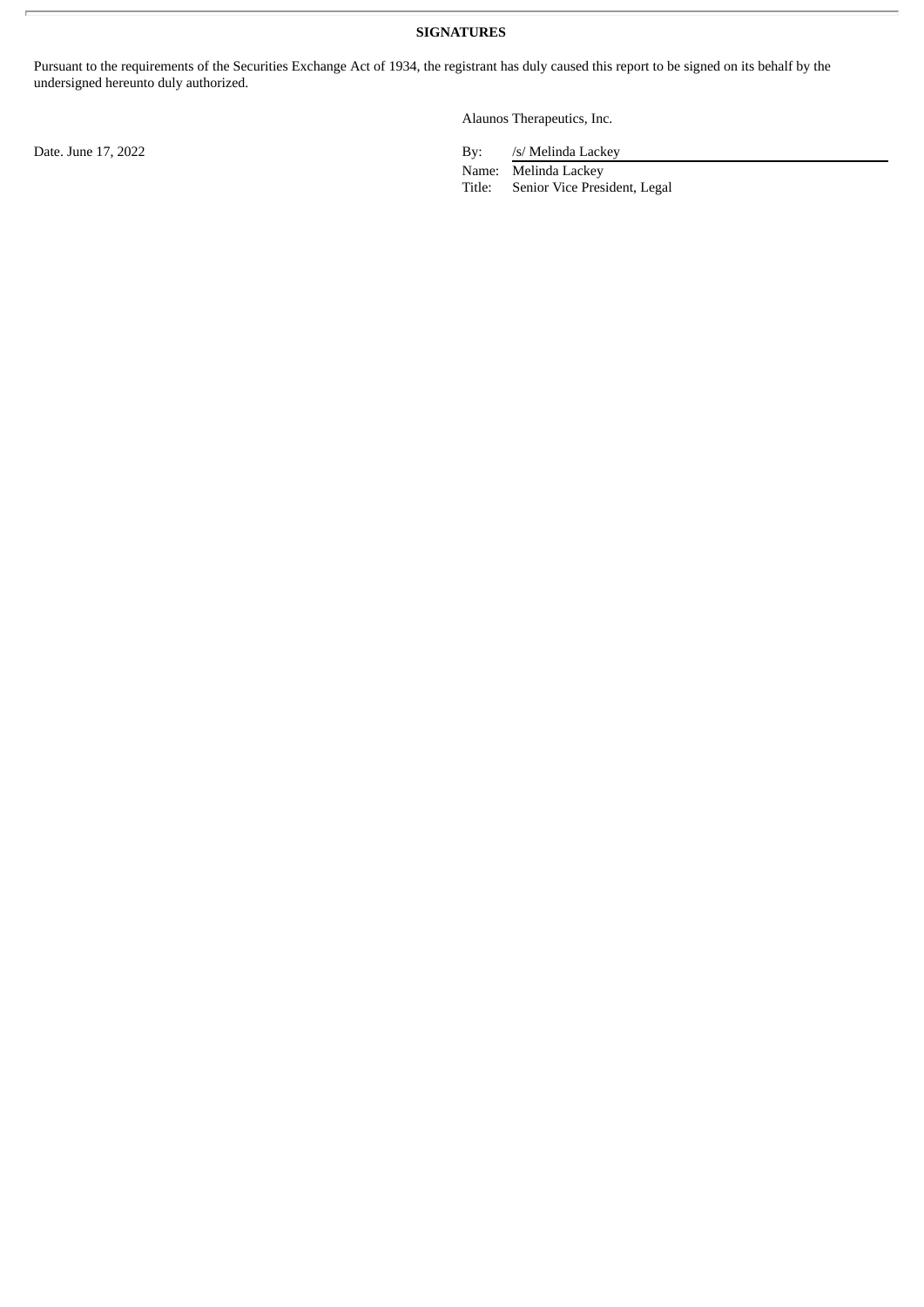**SIGNATURES**

Pursuant to the requirements of the Securities Exchange Act of 1934, the registrant has duly caused this report to be signed on its behalf by the undersigned hereunto duly authorized.

Alaunos Therapeutics, Inc.

Date. June 17, 2022

By: /s/ Melinda Lackey
Name: Melinda Lackey
Title: Senior Vice President, Legal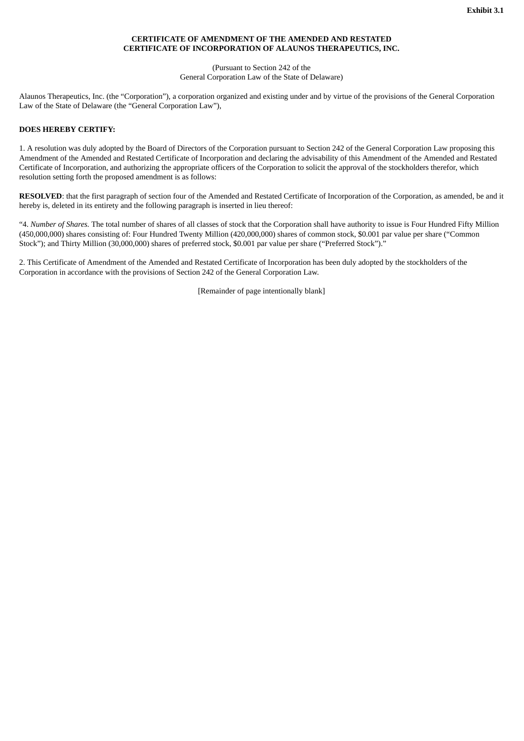**Exhibit 3.1**

**CERTIFICATE OF AMENDMENT OF THE AMENDED AND RESTATED CERTIFICATE OF INCORPORATION OF ALAUNOS THERAPEUTICS, INC.**

(Pursuant to Section 242 of the
General Corporation Law of the State of Delaware)

Alaunos Therapeutics, Inc. (the "Corporation"), a corporation organized and existing under and by virtue of the provisions of the General Corporation Law of the State of Delaware (the "General Corporation Law"),

**DOES HEREBY CERTIFY:**

1. A resolution was duly adopted by the Board of Directors of the Corporation pursuant to Section 242 of the General Corporation Law proposing this Amendment of the Amended and Restated Certificate of Incorporation and declaring the advisability of this Amendment of the Amended and Restated Certificate of Incorporation, and authorizing the appropriate officers of the Corporation to solicit the approval of the stockholders therefor, which resolution setting forth the proposed amendment is as follows:

**RESOLVED**: that the first paragraph of section four of the Amended and Restated Certificate of Incorporation of the Corporation, as amended, be and it hereby is, deleted in its entirety and the following paragraph is inserted in lieu thereof:

"4. *Number of Shares.* The total number of shares of all classes of stock that the Corporation shall have authority to issue is Four Hundred Fifty Million (450,000,000) shares consisting of: Four Hundred Twenty Million (420,000,000) shares of common stock, $0.001 par value per share ("Common Stock"); and Thirty Million (30,000,000) shares of preferred stock, $0.001 par value per share ("Preferred Stock")."

2. This Certificate of Amendment of the Amended and Restated Certificate of Incorporation has been duly adopted by the stockholders of the Corporation in accordance with the provisions of Section 242 of the General Corporation Law.

[Remainder of page intentionally blank]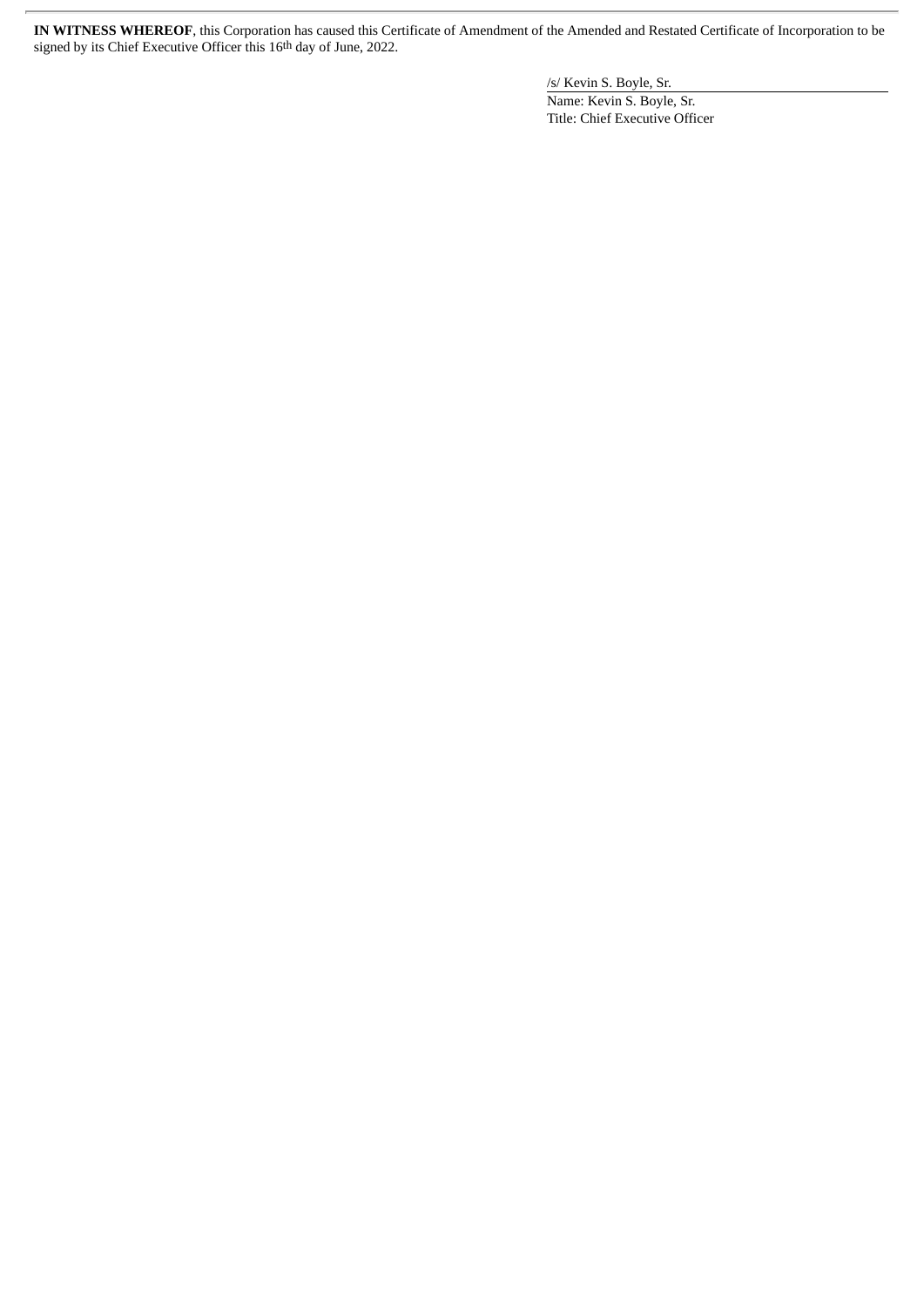**IN WITNESS WHEREOF**, this Corporation has caused this Certificate of Amendment of the Amended and Restated Certificate of Incorporation to be signed by its Chief Executive Officer this 16th day of June, 2022.

/s/ Kevin S. Boyle, Sr.

Name: Kevin S. Boyle, Sr.

Title: Chief Executive Officer